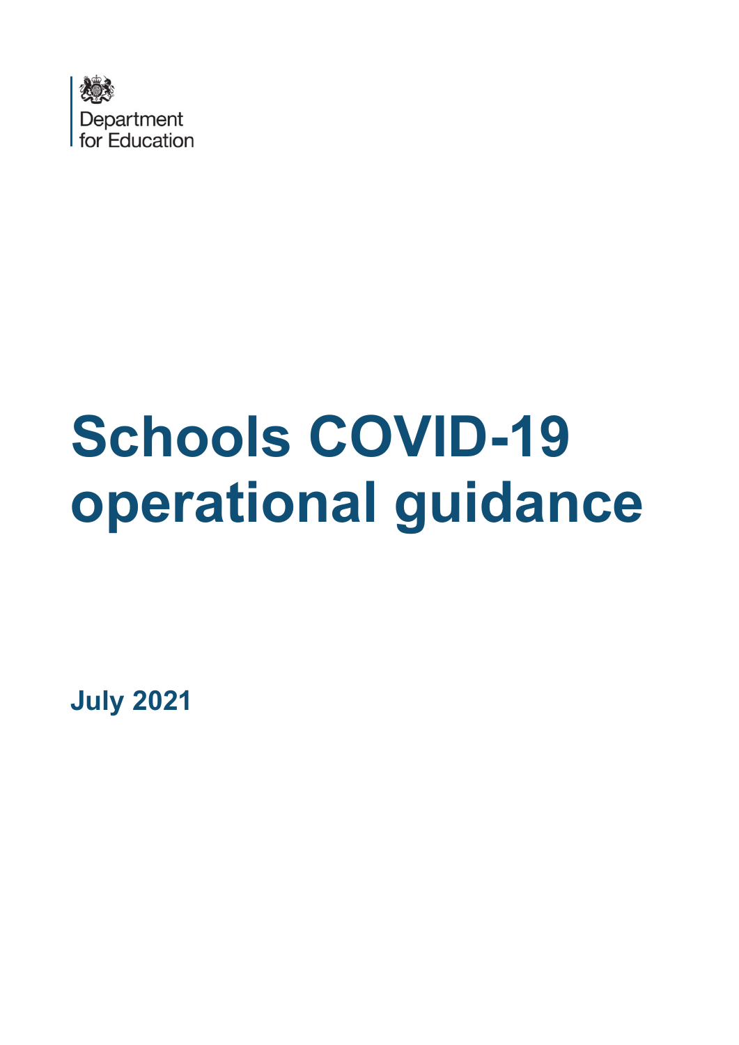Department for Education

# Schools COVID-19 operational guidance

**July 2021**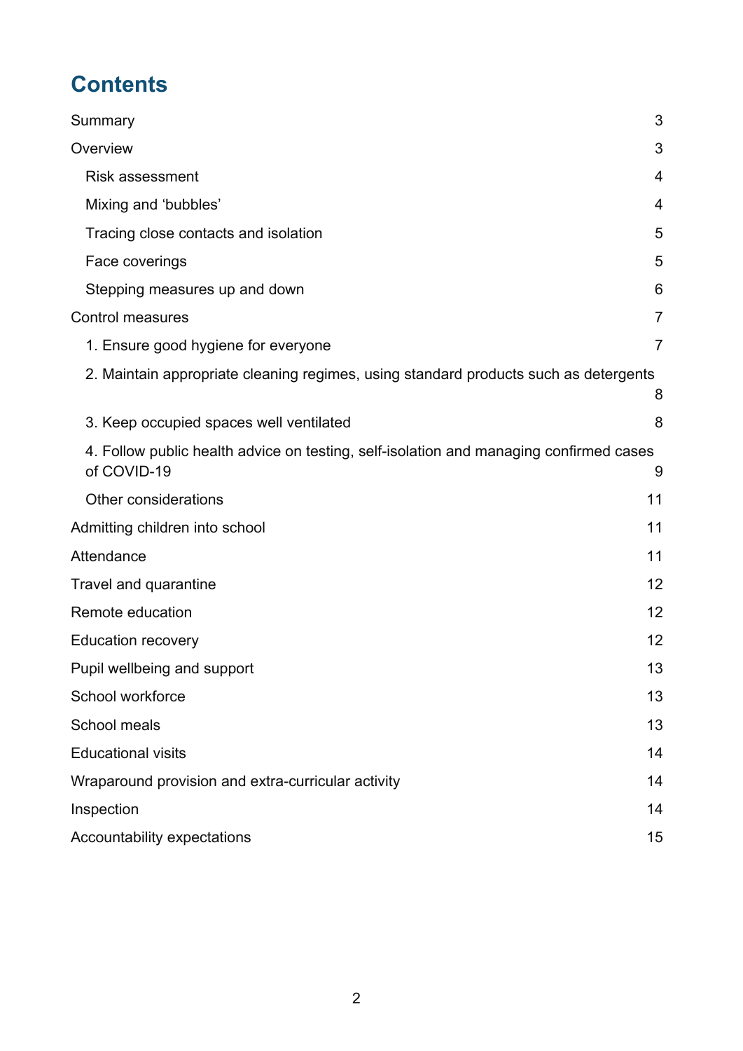# Contents

Summary 3

Overview 3

- Risk assessment 4
- Mixing and 'bubbles' 4
- Tracing close contacts and isolation 5
- Face coverings 5
- Stepping measures up and down 6

Control measures 7

- 1. Ensure good hygiene for everyone 7
- 2. Maintain appropriate cleaning regimes, using standard products such as detergents 8
- 3. Keep occupied spaces well ventilated 8
- 4. Follow public health advice on testing, self-isolation and managing confirmed cases of COVID-19 9
- Other considerations 11

Admitting children into school 11

Attendance 11

Travel and quarantine 12

Remote education 12

Education recovery 12

Pupil wellbeing and support 13

School workforce 13

School meals 13

Educational visits 14

Wraparound provision and extra-curricular activity 14

Inspection 14

Accountability expectations 15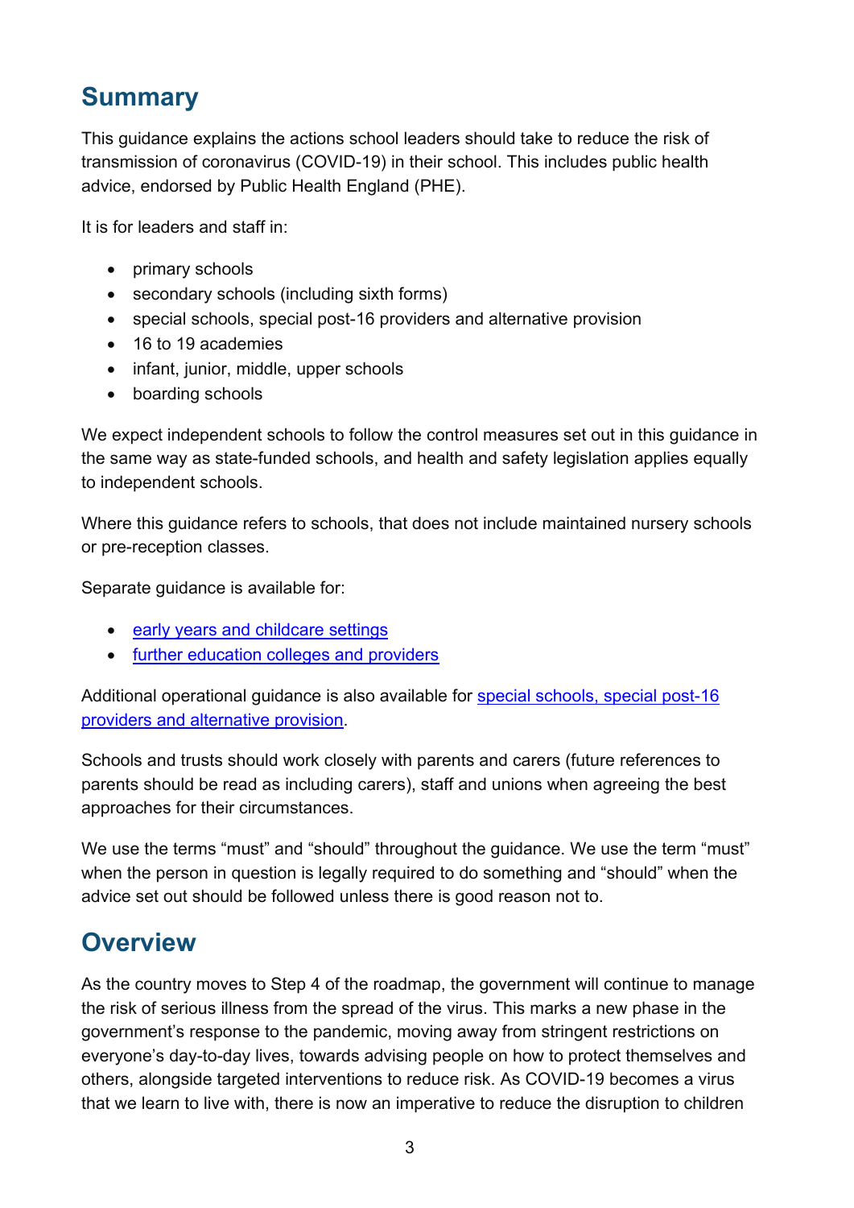## Summary

This guidance explains the actions school leaders should take to reduce the risk of transmission of coronavirus (COVID-19) in their school. This includes public health advice, endorsed by Public Health England (PHE).

It is for leaders and staff in:

- primary schools
- secondary schools (including sixth forms)
- special schools, special post-16 providers and alternative provision
- 16 to 19 academies
- infant, junior, middle, upper schools
- boarding schools

We expect independent schools to follow the control measures set out in this guidance in the same way as state-funded schools, and health and safety legislation applies equally to independent schools.

Where this guidance refers to schools, that does not include maintained nursery schools or pre-reception classes.

Separate guidance is available for:

- early years and childcare settings
- further education colleges and providers

Additional operational guidance is also available for special schools, special post-16 providers and alternative provision.

Schools and trusts should work closely with parents and carers (future references to parents should be read as including carers), staff and unions when agreeing the best approaches for their circumstances.

We use the terms “must” and “should” throughout the guidance. We use the term “must” when the person in question is legally required to do something and “should” when the advice set out should be followed unless there is good reason not to.

## Overview

As the country moves to Step 4 of the roadmap, the government will continue to manage the risk of serious illness from the spread of the virus. This marks a new phase in the government’s response to the pandemic, moving away from stringent restrictions on everyone’s day-to-day lives, towards advising people on how to protect themselves and others, alongside targeted interventions to reduce risk. As COVID-19 becomes a virus that we learn to live with, there is now an imperative to reduce the disruption to children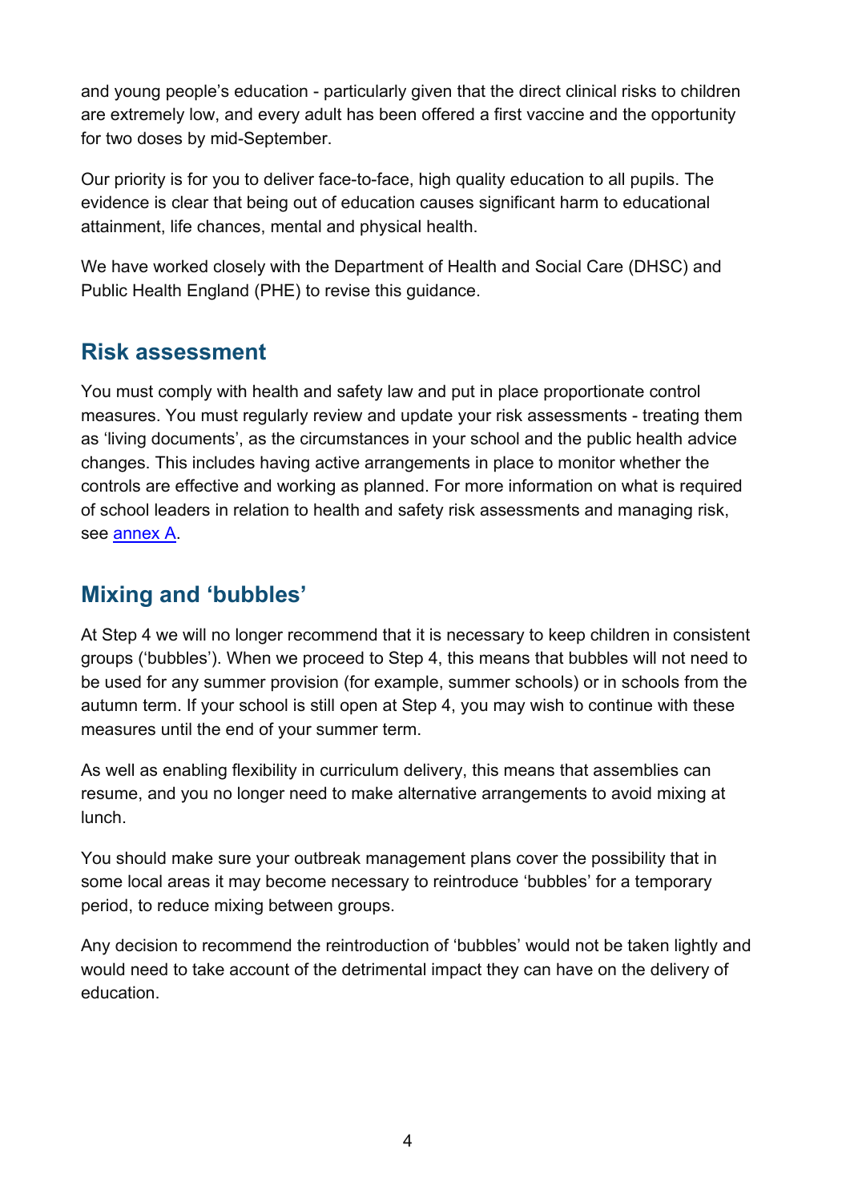and young people's education - particularly given that the direct clinical risks to children are extremely low, and every adult has been offered a first vaccine and the opportunity for two doses by mid-September.

Our priority is for you to deliver face-to-face, high quality education to all pupils. The evidence is clear that being out of education causes significant harm to educational attainment, life chances, mental and physical health.

We have worked closely with the Department of Health and Social Care (DHSC) and Public Health England (PHE) to revise this guidance.

## Risk assessment

You must comply with health and safety law and put in place proportionate control measures. You must regularly review and update your risk assessments - treating them as 'living documents', as the circumstances in your school and the public health advice changes. This includes having active arrangements in place to monitor whether the controls are effective and working as planned. For more information on what is required of school leaders in relation to health and safety risk assessments and managing risk, see annex A.

## Mixing and 'bubbles'

At Step 4 we will no longer recommend that it is necessary to keep children in consistent groups ('bubbles'). When we proceed to Step 4, this means that bubbles will not need to be used for any summer provision (for example, summer schools) or in schools from the autumn term. If your school is still open at Step 4, you may wish to continue with these measures until the end of your summer term.

As well as enabling flexibility in curriculum delivery, this means that assemblies can resume, and you no longer need to make alternative arrangements to avoid mixing at lunch.

You should make sure your outbreak management plans cover the possibility that in some local areas it may become necessary to reintroduce 'bubbles' for a temporary period, to reduce mixing between groups.

Any decision to recommend the reintroduction of 'bubbles' would not be taken lightly and would need to take account of the detrimental impact they can have on the delivery of education.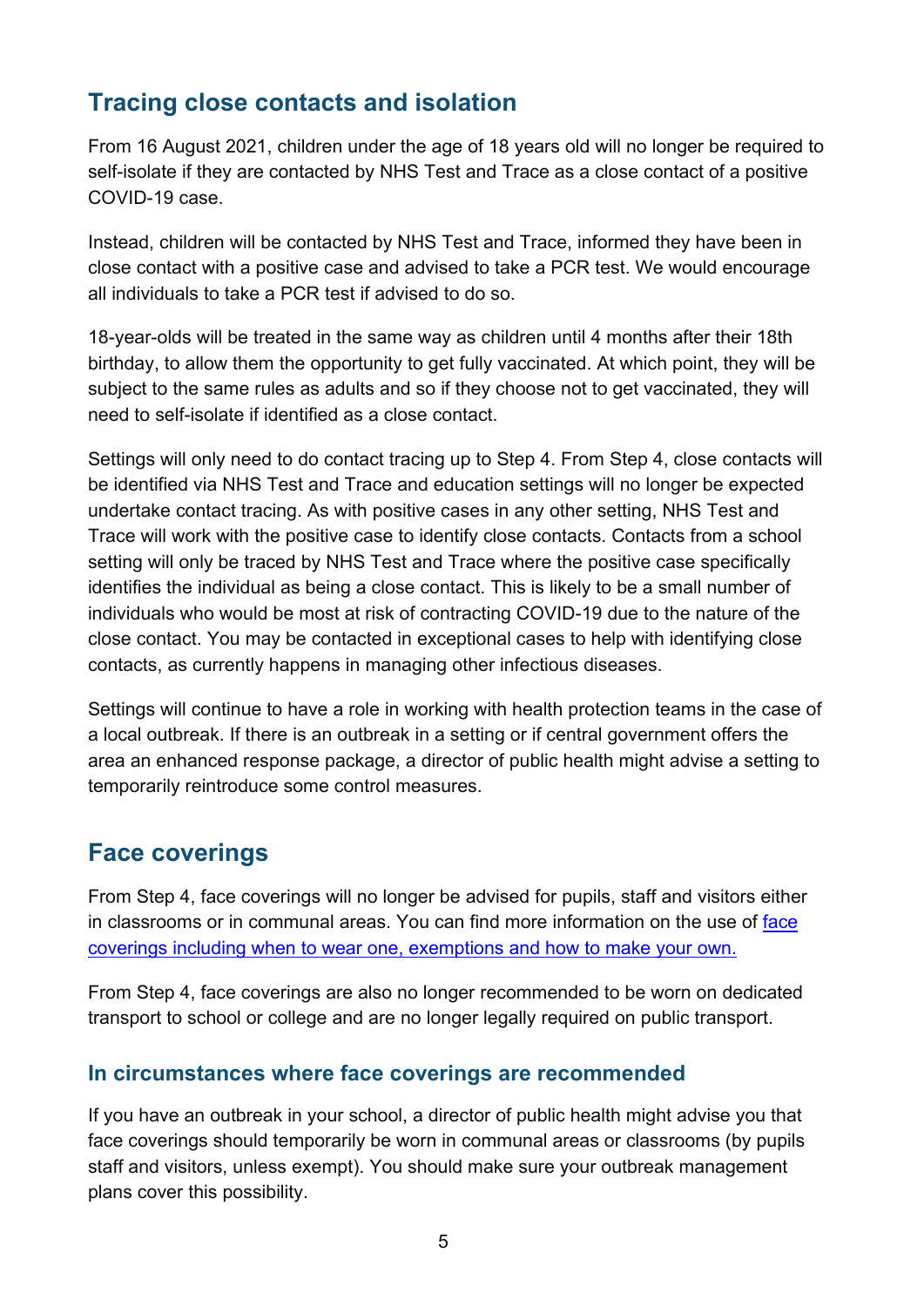## Tracing close contacts and isolation

From 16 August 2021, children under the age of 18 years old will no longer be required to self-isolate if they are contacted by NHS Test and Trace as a close contact of a positive COVID-19 case.

Instead, children will be contacted by NHS Test and Trace, informed they have been in close contact with a positive case and advised to take a PCR test. We would encourage all individuals to take a PCR test if advised to do so.

18-year-olds will be treated in the same way as children until 4 months after their 18th birthday, to allow them the opportunity to get fully vaccinated. At which point, they will be subject to the same rules as adults and so if they choose not to get vaccinated, they will need to self-isolate if identified as a close contact.

Settings will only need to do contact tracing up to Step 4. From Step 4, close contacts will be identified via NHS Test and Trace and education settings will no longer be expected undertake contact tracing. As with positive cases in any other setting, NHS Test and Trace will work with the positive case to identify close contacts. Contacts from a school setting will only be traced by NHS Test and Trace where the positive case specifically identifies the individual as being a close contact. This is likely to be a small number of individuals who would be most at risk of contracting COVID-19 due to the nature of the close contact. You may be contacted in exceptional cases to help with identifying close contacts, as currently happens in managing other infectious diseases.

Settings will continue to have a role in working with health protection teams in the case of a local outbreak. If there is an outbreak in a setting or if central government offers the area an enhanced response package, a director of public health might advise a setting to temporarily reintroduce some control measures.

## Face coverings

From Step 4, face coverings will no longer be advised for pupils, staff and visitors either in classrooms or in communal areas. You can find more information on the use of face coverings including when to wear one, exemptions and how to make your own.

From Step 4, face coverings are also no longer recommended to be worn on dedicated transport to school or college and are no longer legally required on public transport.

### In circumstances where face coverings are recommended

If you have an outbreak in your school, a director of public health might advise you that face coverings should temporarily be worn in communal areas or classrooms (by pupils staff and visitors, unless exempt). You should make sure your outbreak management plans cover this possibility.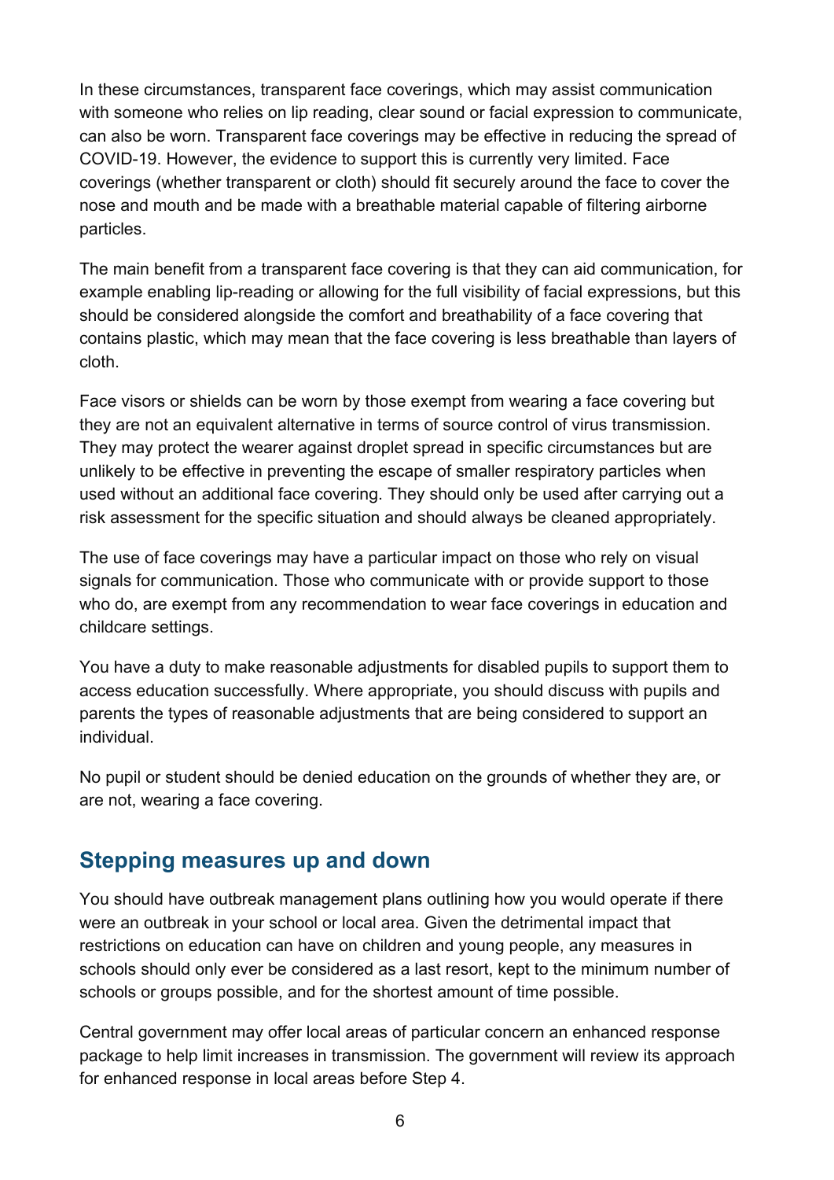In these circumstances, transparent face coverings, which may assist communication with someone who relies on lip reading, clear sound or facial expression to communicate, can also be worn. Transparent face coverings may be effective in reducing the spread of COVID-19. However, the evidence to support this is currently very limited. Face coverings (whether transparent or cloth) should fit securely around the face to cover the nose and mouth and be made with a breathable material capable of filtering airborne particles.

The main benefit from a transparent face covering is that they can aid communication, for example enabling lip-reading or allowing for the full visibility of facial expressions, but this should be considered alongside the comfort and breathability of a face covering that contains plastic, which may mean that the face covering is less breathable than layers of cloth.

Face visors or shields can be worn by those exempt from wearing a face covering but they are not an equivalent alternative in terms of source control of virus transmission. They may protect the wearer against droplet spread in specific circumstances but are unlikely to be effective in preventing the escape of smaller respiratory particles when used without an additional face covering. They should only be used after carrying out a risk assessment for the specific situation and should always be cleaned appropriately.

The use of face coverings may have a particular impact on those who rely on visual signals for communication. Those who communicate with or provide support to those who do, are exempt from any recommendation to wear face coverings in education and childcare settings.

You have a duty to make reasonable adjustments for disabled pupils to support them to access education successfully. Where appropriate, you should discuss with pupils and parents the types of reasonable adjustments that are being considered to support an individual.

No pupil or student should be denied education on the grounds of whether they are, or are not, wearing a face covering.

## Stepping measures up and down

You should have outbreak management plans outlining how you would operate if there were an outbreak in your school or local area. Given the detrimental impact that restrictions on education can have on children and young people, any measures in schools should only ever be considered as a last resort, kept to the minimum number of schools or groups possible, and for the shortest amount of time possible.

Central government may offer local areas of particular concern an enhanced response package to help limit increases in transmission. The government will review its approach for enhanced response in local areas before Step 4.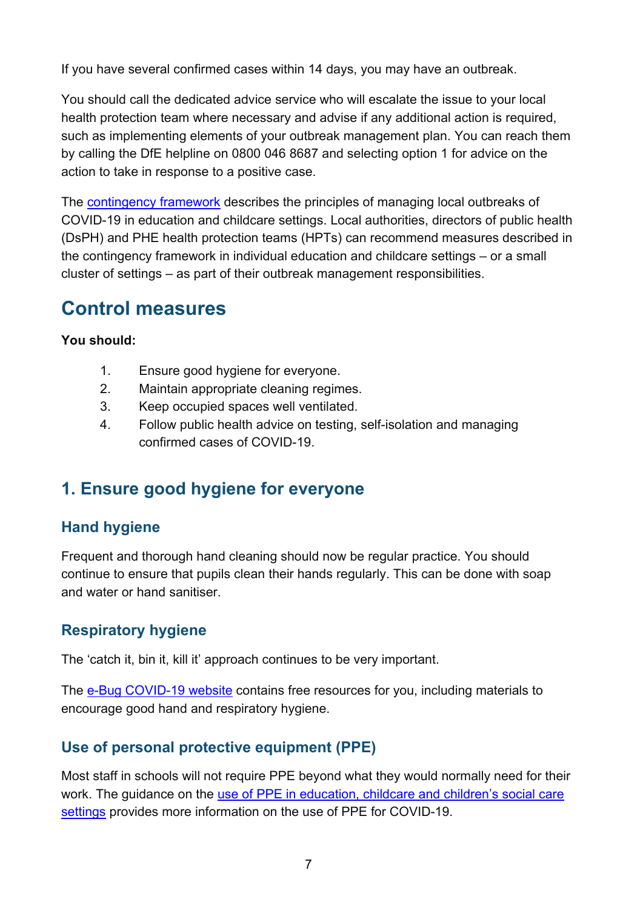If you have several confirmed cases within 14 days, you may have an outbreak.

You should call the dedicated advice service who will escalate the issue to your local health protection team where necessary and advise if any additional action is required, such as implementing elements of your outbreak management plan. You can reach them by calling the DfE helpline on 0800 046 8687 and selecting option 1 for advice on the action to take in response to a positive case.

The contingency framework describes the principles of managing local outbreaks of COVID-19 in education and childcare settings. Local authorities, directors of public health (DsPH) and PHE health protection teams (HPTs) can recommend measures described in the contingency framework in individual education and childcare settings – or a small cluster of settings – as part of their outbreak management responsibilities.

# Control measures

**You should:**

1. Ensure good hygiene for everyone.
2. Maintain appropriate cleaning regimes.
3. Keep occupied spaces well ventilated.
4. Follow public health advice on testing, self-isolation and managing confirmed cases of COVID-19.

## 1. Ensure good hygiene for everyone

### Hand hygiene

Frequent and thorough hand cleaning should now be regular practice. You should continue to ensure that pupils clean their hands regularly. This can be done with soap and water or hand sanitiser.

### Respiratory hygiene

The 'catch it, bin it, kill it' approach continues to be very important.

The e-Bug COVID-19 website contains free resources for you, including materials to encourage good hand and respiratory hygiene.

### Use of personal protective equipment (PPE)

Most staff in schools will not require PPE beyond what they would normally need for their work. The guidance on the use of PPE in education, childcare and children's social care settings provides more information on the use of PPE for COVID-19.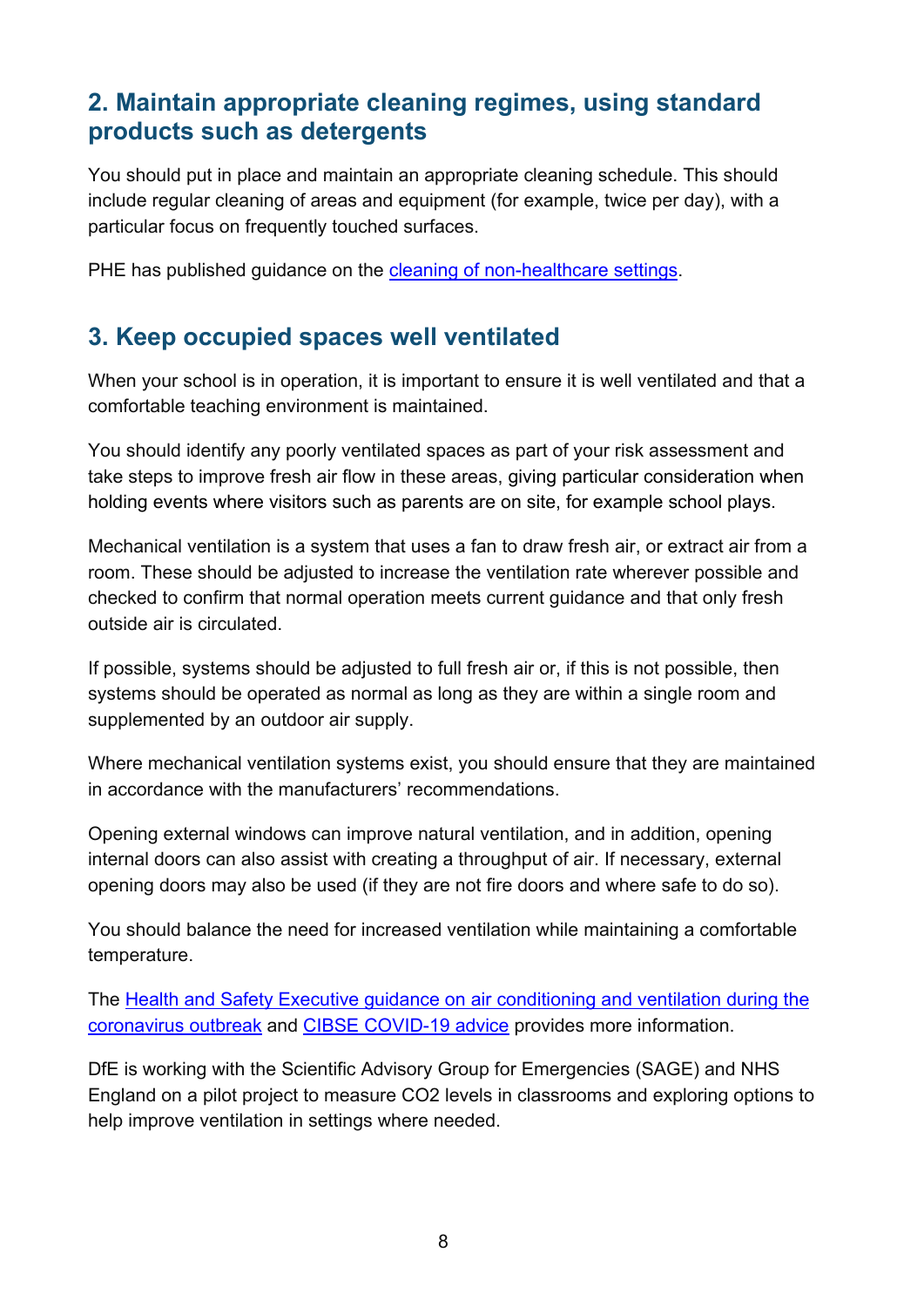## 2. Maintain appropriate cleaning regimes, using standard products such as detergents

You should put in place and maintain an appropriate cleaning schedule. This should include regular cleaning of areas and equipment (for example, twice per day), with a particular focus on frequently touched surfaces.

PHE has published guidance on the cleaning of non-healthcare settings.

## 3. Keep occupied spaces well ventilated

When your school is in operation, it is important to ensure it is well ventilated and that a comfortable teaching environment is maintained.

You should identify any poorly ventilated spaces as part of your risk assessment and take steps to improve fresh air flow in these areas, giving particular consideration when holding events where visitors such as parents are on site, for example school plays.

Mechanical ventilation is a system that uses a fan to draw fresh air, or extract air from a room. These should be adjusted to increase the ventilation rate wherever possible and checked to confirm that normal operation meets current guidance and that only fresh outside air is circulated.

If possible, systems should be adjusted to full fresh air or, if this is not possible, then systems should be operated as normal as long as they are within a single room and supplemented by an outdoor air supply.

Where mechanical ventilation systems exist, you should ensure that they are maintained in accordance with the manufacturers' recommendations.

Opening external windows can improve natural ventilation, and in addition, opening internal doors can also assist with creating a throughput of air. If necessary, external opening doors may also be used (if they are not fire doors and where safe to do so).

You should balance the need for increased ventilation while maintaining a comfortable temperature.

The Health and Safety Executive guidance on air conditioning and ventilation during the coronavirus outbreak and CIBSE COVID-19 advice provides more information.

DfE is working with the Scientific Advisory Group for Emergencies (SAGE) and NHS England on a pilot project to measure $CO_2$ levels in classrooms and exploring options to help improve ventilation in settings where needed.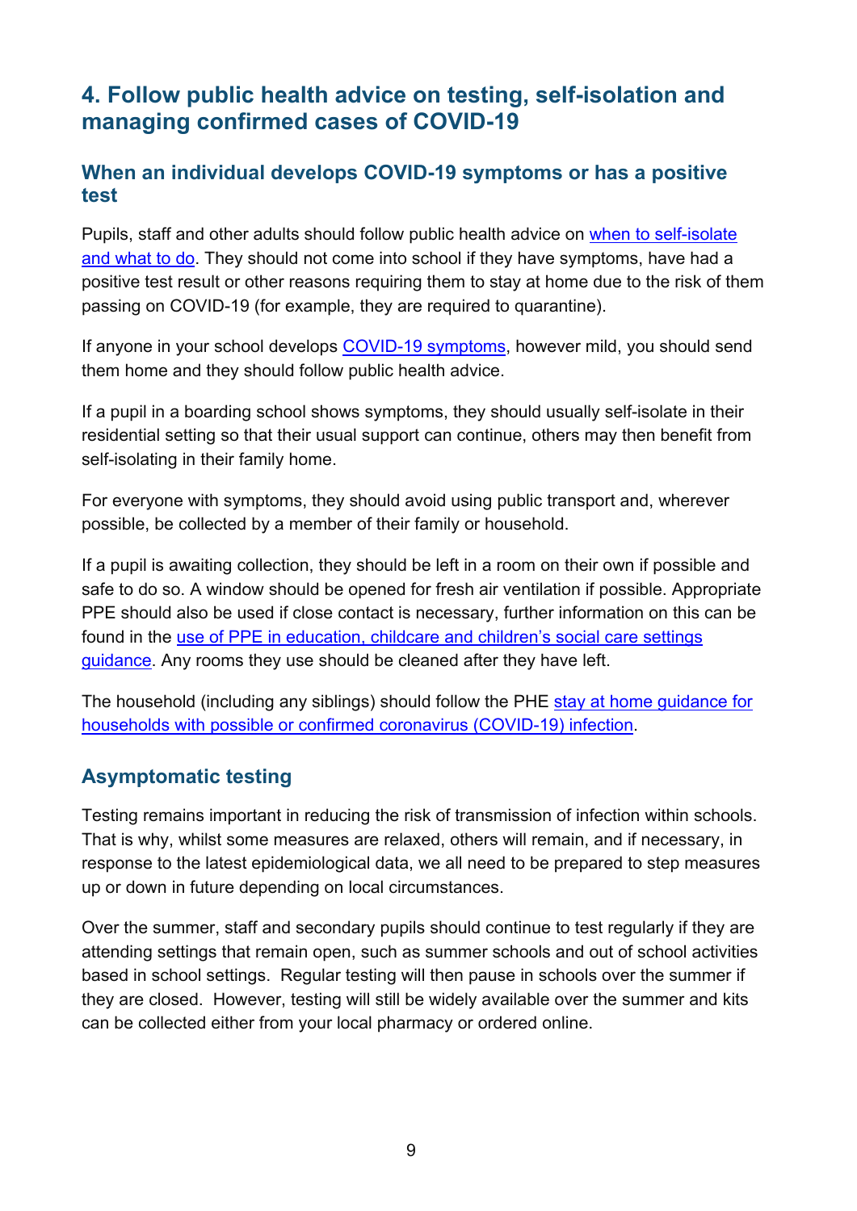## 4. Follow public health advice on testing, self-isolation and managing confirmed cases of COVID-19

### When an individual develops COVID-19 symptoms or has a positive test

Pupils, staff and other adults should follow public health advice on [when to self-isolate and what to do](). They should not come into school if they have symptoms, have had a positive test result or other reasons requiring them to stay at home due to the risk of them passing on COVID-19 (for example, they are required to quarantine).

If anyone in your school develops [COVID-19 symptoms](), however mild, you should send them home and they should follow public health advice.

If a pupil in a boarding school shows symptoms, they should usually self-isolate in their residential setting so that their usual support can continue, others may then benefit from self-isolating in their family home.

For everyone with symptoms, they should avoid using public transport and, wherever possible, be collected by a member of their family or household.

If a pupil is awaiting collection, they should be left in a room on their own if possible and safe to do so. A window should be opened for fresh air ventilation if possible. Appropriate PPE should also be used if close contact is necessary, further information on this can be found in the [use of PPE in education, childcare and children's social care settings guidance](). Any rooms they use should be cleaned after they have left.

The household (including any siblings) should follow the PHE [stay at home guidance for households with possible or confirmed coronavirus (COVID-19) infection]().

### Asymptomatic testing

Testing remains important in reducing the risk of transmission of infection within schools. That is why, whilst some measures are relaxed, others will remain, and if necessary, in response to the latest epidemiological data, we all need to be prepared to step measures up or down in future depending on local circumstances.

Over the summer, staff and secondary pupils should continue to test regularly if they are attending settings that remain open, such as summer schools and out of school activities based in school settings. Regular testing will then pause in schools over the summer if they are closed. However, testing will still be widely available over the summer and kits can be collected either from your local pharmacy or ordered online.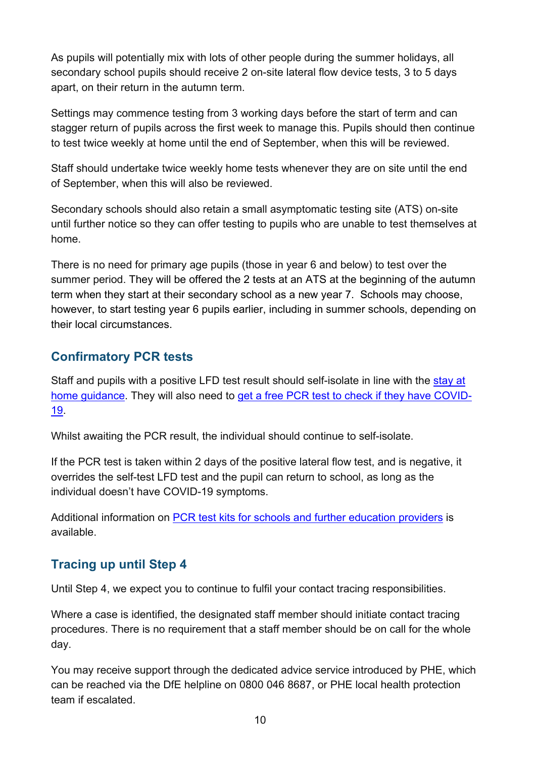As pupils will potentially mix with lots of other people during the summer holidays, all secondary school pupils should receive 2 on-site lateral flow device tests, 3 to 5 days apart, on their return in the autumn term.

Settings may commence testing from 3 working days before the start of term and can stagger return of pupils across the first week to manage this. Pupils should then continue to test twice weekly at home until the end of September, when this will be reviewed.

Staff should undertake twice weekly home tests whenever they are on site until the end of September, when this will also be reviewed.

Secondary schools should also retain a small asymptomatic testing site (ATS) on-site until further notice so they can offer testing to pupils who are unable to test themselves at home.

There is no need for primary age pupils (those in year 6 and below) to test over the summer period. They will be offered the 2 tests at an ATS at the beginning of the autumn term when they start at their secondary school as a new year 7. Schools may choose, however, to start testing year 6 pupils earlier, including in summer schools, depending on their local circumstances.

## Confirmatory PCR tests

Staff and pupils with a positive LFD test result should self-isolate in line with the [stay at home guidance](). They will also need to [get a free PCR test to check if they have COVID-19]().

Whilst awaiting the PCR result, the individual should continue to self-isolate.

If the PCR test is taken within 2 days of the positive lateral flow test, and is negative, it overrides the self-test LFD test and the pupil can return to school, as long as the individual doesn't have COVID-19 symptoms.

Additional information on [PCR test kits for schools and further education providers]() is available.

## Tracing up until Step 4

Until Step 4, we expect you to continue to fulfil your contact tracing responsibilities.

Where a case is identified, the designated staff member should initiate contact tracing procedures. There is no requirement that a staff member should be on call for the whole day.

You may receive support through the dedicated advice service introduced by PHE, which can be reached via the DfE helpline on 0800 046 8687, or PHE local health protection team if escalated.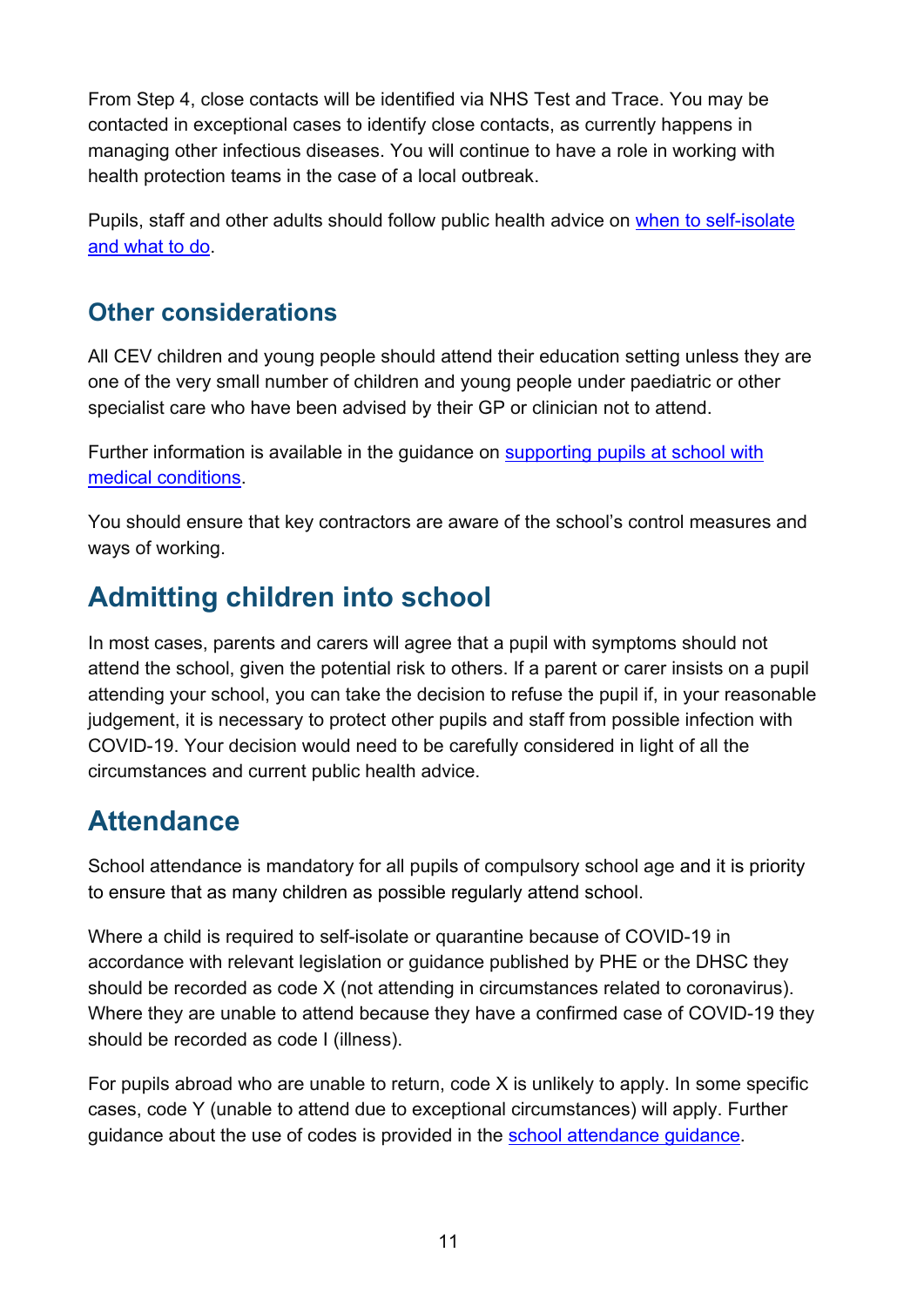From Step 4, close contacts will be identified via NHS Test and Trace. You may be contacted in exceptional cases to identify close contacts, as currently happens in managing other infectious diseases. You will continue to have a role in working with health protection teams in the case of a local outbreak.

Pupils, staff and other adults should follow public health advice on [when to self-isolate and what to do](#).

## Other considerations

All CEV children and young people should attend their education setting unless they are one of the very small number of children and young people under paediatric or other specialist care who have been advised by their GP or clinician not to attend.

Further information is available in the guidance on [supporting pupils at school with medical conditions](#).

You should ensure that key contractors are aware of the school's control measures and ways of working.

# Admitting children into school

In most cases, parents and carers will agree that a pupil with symptoms should not attend the school, given the potential risk to others. If a parent or carer insists on a pupil attending your school, you can take the decision to refuse the pupil if, in your reasonable judgement, it is necessary to protect other pupils and staff from possible infection with COVID-19. Your decision would need to be carefully considered in light of all the circumstances and current public health advice.

# Attendance

School attendance is mandatory for all pupils of compulsory school age and it is priority to ensure that as many children as possible regularly attend school.

Where a child is required to self-isolate or quarantine because of COVID-19 in accordance with relevant legislation or guidance published by PHE or the DHSC they should be recorded as code X (not attending in circumstances related to coronavirus). Where they are unable to attend because they have a confirmed case of COVID-19 they should be recorded as code I (illness).

For pupils abroad who are unable to return, code X is unlikely to apply. In some specific cases, code Y (unable to attend due to exceptional circumstances) will apply. Further guidance about the use of codes is provided in the [school attendance guidance](#).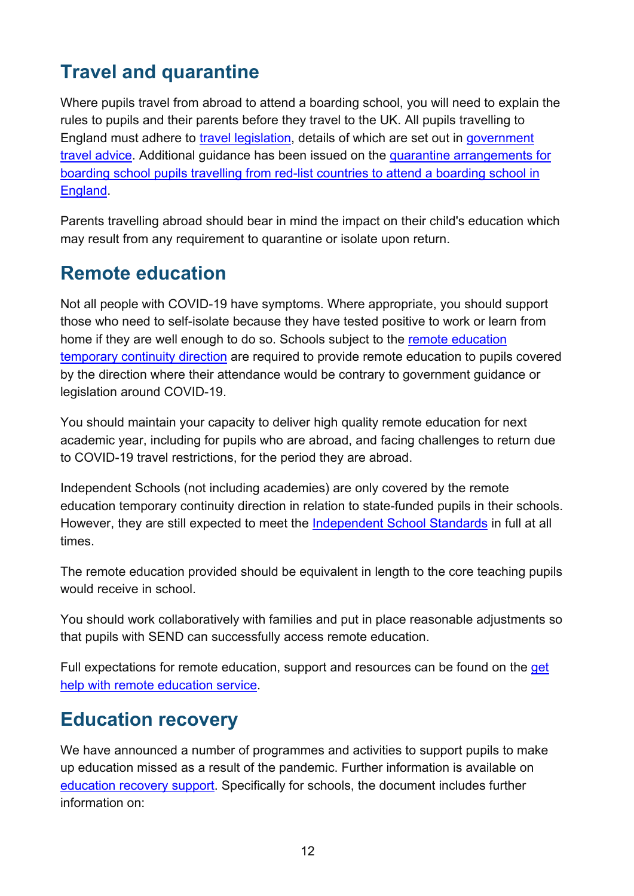## Travel and quarantine

Where pupils travel from abroad to attend a boarding school, you will need to explain the rules to pupils and their parents before they travel to the UK. All pupils travelling to England must adhere to travel legislation, details of which are set out in government travel advice. Additional guidance has been issued on the quarantine arrangements for boarding school pupils travelling from red-list countries to attend a boarding school in England.

Parents travelling abroad should bear in mind the impact on their child's education which may result from any requirement to quarantine or isolate upon return.

## Remote education

Not all people with COVID-19 have symptoms. Where appropriate, you should support those who need to self-isolate because they have tested positive to work or learn from home if they are well enough to do so. Schools subject to the remote education temporary continuity direction are required to provide remote education to pupils covered by the direction where their attendance would be contrary to government guidance or legislation around COVID-19.

You should maintain your capacity to deliver high quality remote education for next academic year, including for pupils who are abroad, and facing challenges to return due to COVID-19 travel restrictions, for the period they are abroad.

Independent Schools (not including academies) are only covered by the remote education temporary continuity direction in relation to state-funded pupils in their schools. However, they are still expected to meet the Independent School Standards in full at all times.

The remote education provided should be equivalent in length to the core teaching pupils would receive in school.

You should work collaboratively with families and put in place reasonable adjustments so that pupils with SEND can successfully access remote education.

Full expectations for remote education, support and resources can be found on the get help with remote education service.

## Education recovery

We have announced a number of programmes and activities to support pupils to make up education missed as a result of the pandemic. Further information is available on education recovery support. Specifically for schools, the document includes further information on: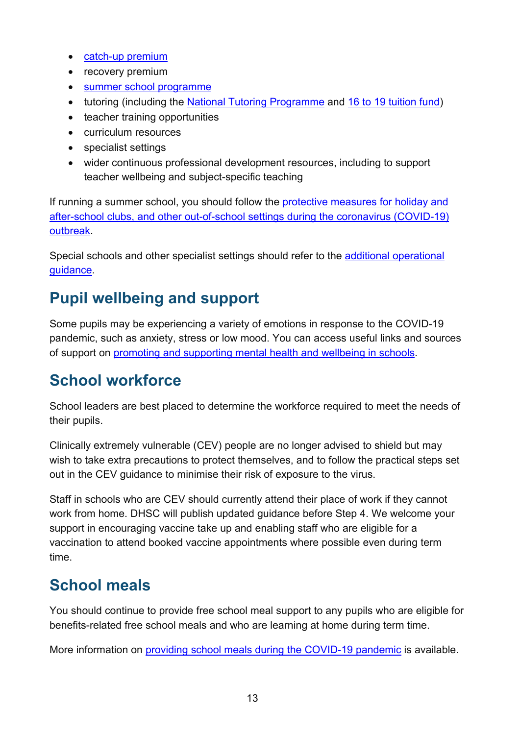- catch-up premium
- recovery premium
- summer school programme
- tutoring (including the National Tutoring Programme and 16 to 19 tuition fund)
- teacher training opportunities
- curriculum resources
- specialist settings
- wider continuous professional development resources, including to support teacher wellbeing and subject-specific teaching

If running a summer school, you should follow the protective measures for holiday and after-school clubs, and other out-of-school settings during the coronavirus (COVID-19) outbreak.

Special schools and other specialist settings should refer to the additional operational guidance.

## Pupil wellbeing and support

Some pupils may be experiencing a variety of emotions in response to the COVID-19 pandemic, such as anxiety, stress or low mood. You can access useful links and sources of support on promoting and supporting mental health and wellbeing in schools.

## School workforce

School leaders are best placed to determine the workforce required to meet the needs of their pupils.

Clinically extremely vulnerable (CEV) people are no longer advised to shield but may wish to take extra precautions to protect themselves, and to follow the practical steps set out in the CEV guidance to minimise their risk of exposure to the virus.

Staff in schools who are CEV should currently attend their place of work if they cannot work from home. DHSC will publish updated guidance before Step 4. We welcome your support in encouraging vaccine take up and enabling staff who are eligible for a vaccination to attend booked vaccine appointments where possible even during term time.

## School meals

You should continue to provide free school meal support to any pupils who are eligible for benefits-related free school meals and who are learning at home during term time.

More information on providing school meals during the COVID-19 pandemic is available.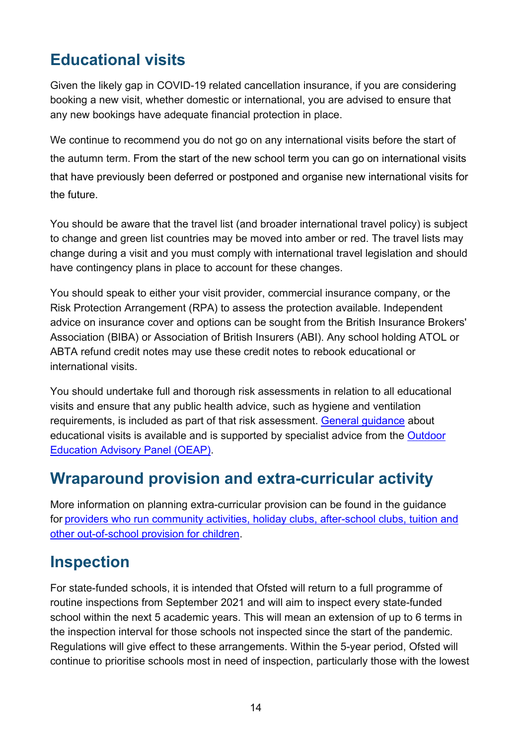## Educational visits

Given the likely gap in COVID-19 related cancellation insurance, if you are considering booking a new visit, whether domestic or international, you are advised to ensure that any new bookings have adequate financial protection in place.

We continue to recommend you do not go on any international visits before the start of the autumn term. From the start of the new school term you can go on international visits that have previously been deferred or postponed and organise new international visits for the future.

You should be aware that the travel list (and broader international travel policy) is subject to change and green list countries may be moved into amber or red. The travel lists may change during a visit and you must comply with international travel legislation and should have contingency plans in place to account for these changes.

You should speak to either your visit provider, commercial insurance company, or the Risk Protection Arrangement (RPA) to assess the protection available. Independent advice on insurance cover and options can be sought from the British Insurance Brokers' Association (BIBA) or Association of British Insurers (ABI). Any school holding ATOL or ABTA refund credit notes may use these credit notes to rebook educational or international visits.

You should undertake full and thorough risk assessments in relation to all educational visits and ensure that any public health advice, such as hygiene and ventilation requirements, is included as part of that risk assessment. General guidance about educational visits is available and is supported by specialist advice from the Outdoor Education Advisory Panel (OEAP).

## Wraparound provision and extra-curricular activity

More information on planning extra-curricular provision can be found in the guidance for providers who run community activities, holiday clubs, after-school clubs, tuition and other out-of-school provision for children.

## Inspection

For state-funded schools, it is intended that Ofsted will return to a full programme of routine inspections from September 2021 and will aim to inspect every state-funded school within the next 5 academic years. This will mean an extension of up to 6 terms in the inspection interval for those schools not inspected since the start of the pandemic. Regulations will give effect to these arrangements. Within the 5-year period, Ofsted will continue to prioritise schools most in need of inspection, particularly those with the lowest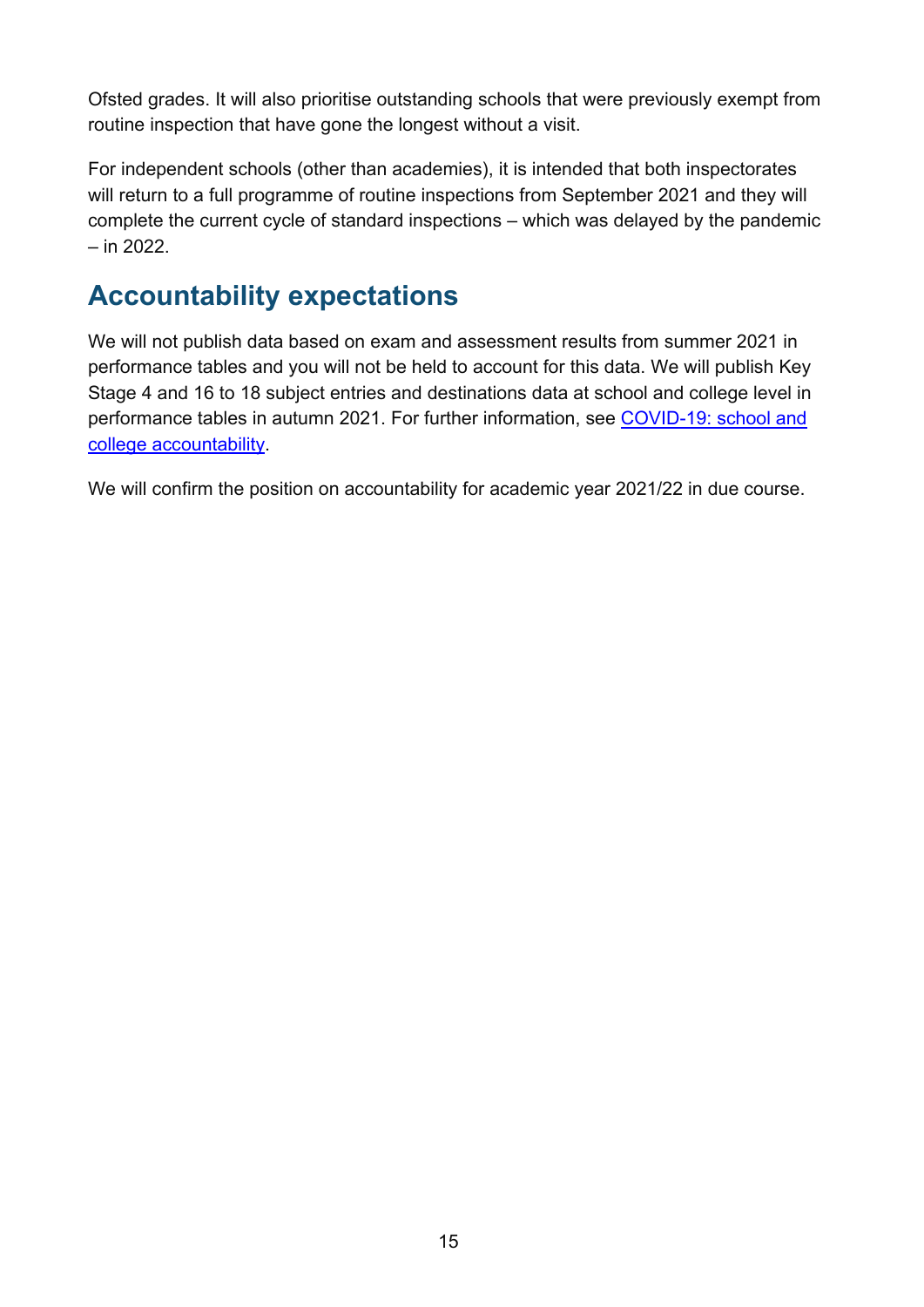Ofsted grades. It will also prioritise outstanding schools that were previously exempt from routine inspection that have gone the longest without a visit.

For independent schools (other than academies), it is intended that both inspectorates will return to a full programme of routine inspections from September 2021 and they will complete the current cycle of standard inspections – which was delayed by the pandemic – in 2022.

## Accountability expectations

We will not publish data based on exam and assessment results from summer 2021 in performance tables and you will not be held to account for this data. We will publish Key Stage 4 and 16 to 18 subject entries and destinations data at school and college level in performance tables in autumn 2021. For further information, see [COVID-19: school and college accountability](#).

We will confirm the position on accountability for academic year 2021/22 in due course.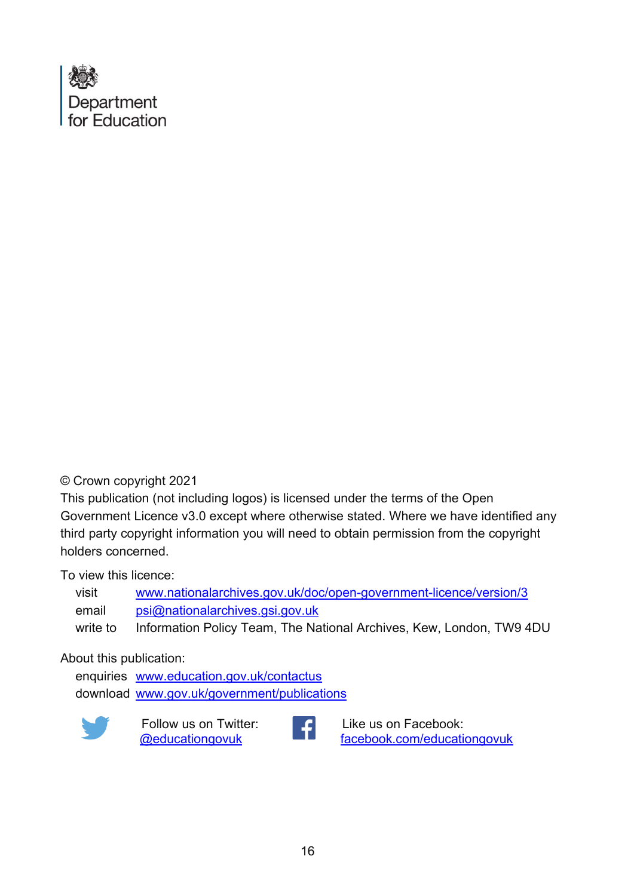Department for Education

© Crown copyright 2021

This publication (not including logos) is licensed under the terms of the Open Government Licence v3.0 except where otherwise stated. Where we have identified any third party copyright information you will need to obtain permission from the copyright holders concerned.

To view this licence:

| | |
|---|---|
| visit | www.nationalarchives.gov.uk/doc/open-government-licence/version/3 |
| email | psi@nationalarchives.gsi.gov.uk |
| write to | Information Policy Team, The National Archives, Kew, London, TW9 4DU |

About this publication:

| | |
|---|---|
| enquiries | www.education.gov.uk/contactus |
| download | www.gov.uk/government/publications |

Follow us on Twitter: @educationgovuk

Like us on Facebook: facebook.com/educationgovuk